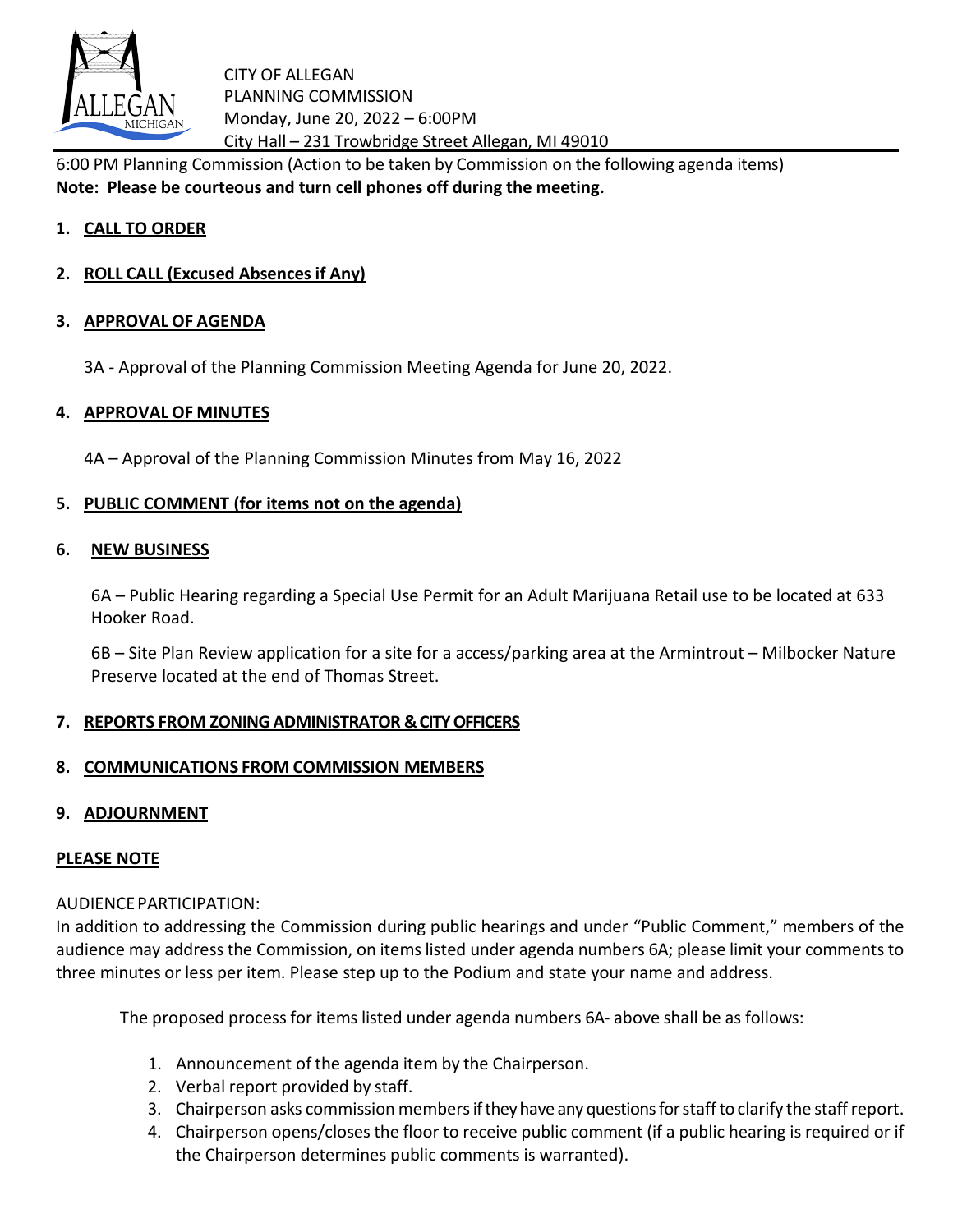CITY OF ALLEGAN
PLANNING COMMISSION
Monday, June 20, 2022 – 6:00PM
City Hall – 231 Trowbridge Street Allegan, MI 49010

6:00 PM Planning Commission (Action to be taken by Commission on the following agenda items)
**Note: Please be courteous and turn cell phones off during the meeting.**

1. **CALL TO ORDER**

2. **ROLL CALL (Excused Absences if Any)**

3. **APPROVAL OF AGENDA**

   3A - Approval of the Planning Commission Meeting Agenda for June 20, 2022.

4. **APPROVAL OF MINUTES**

   4A – Approval of the Planning Commission Minutes from May 16, 2022

5. **PUBLIC COMMENT (for items not on the agenda)**

6. **NEW BUSINESS**

   6A – Public Hearing regarding a Special Use Permit for an Adult Marijuana Retail use to be located at 633 Hooker Road.

   6B – Site Plan Review application for a site for a access/parking area at the Armintrout – Milbocker Nature Preserve located at the end of Thomas Street.

7. **REPORTS FROM ZONING ADMINISTRATOR & CITY OFFICERS**

8. **COMMUNICATIONS FROM COMMISSION MEMBERS**

9. **ADJOURNMENT**

**PLEASE NOTE**

AUDIENCE PARTICIPATION:
In addition to addressing the Commission during public hearings and under "Public Comment," members of the audience may address the Commission, on items listed under agenda numbers 6A; please limit your comments to three minutes or less per item. Please step up to the Podium and state your name and address.

The proposed process for items listed under agenda numbers 6A- above shall be as follows:

1. Announcement of the agenda item by the Chairperson.
2. Verbal report provided by staff.
3. Chairperson asks commission members if they have any questions for staff to clarify the staff report.
4. Chairperson opens/closes the floor to receive public comment (if a public hearing is required or if the Chairperson determines public comments is warranted).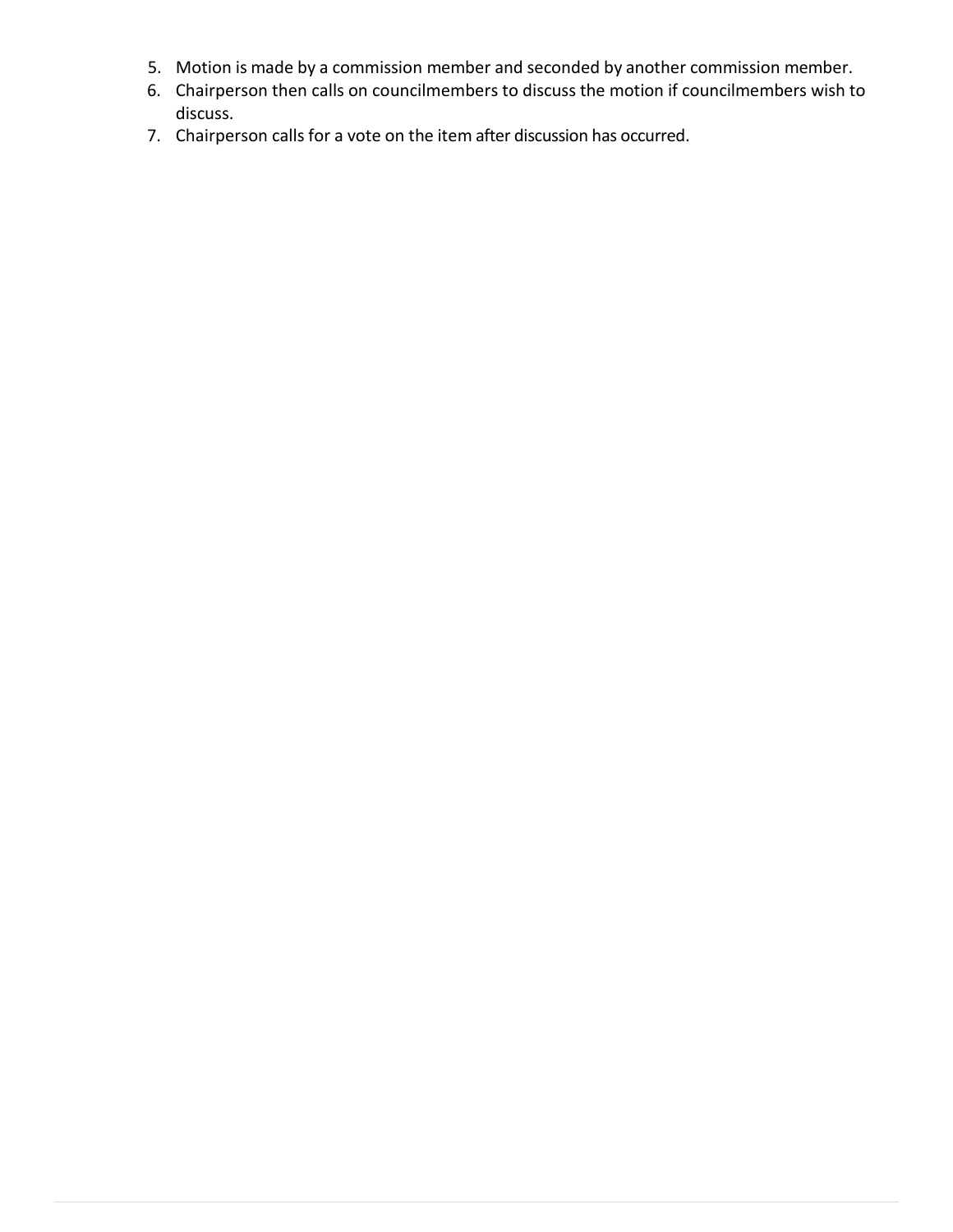5. Motion is made by a commission member and seconded by another commission member.
6. Chairperson then calls on councilmembers to discuss the motion if councilmembers wish to discuss.
7. Chairperson calls for a vote on the item after discussion has occurred.